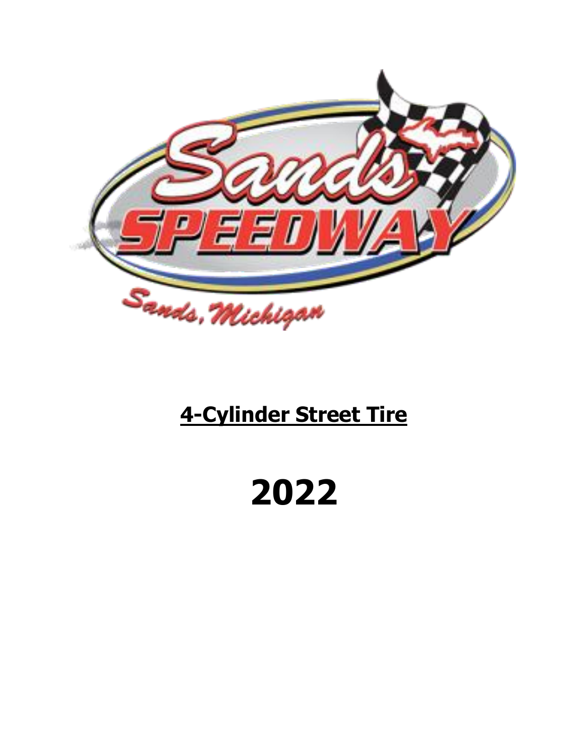# 4-Cylinder Street Tire

# 2022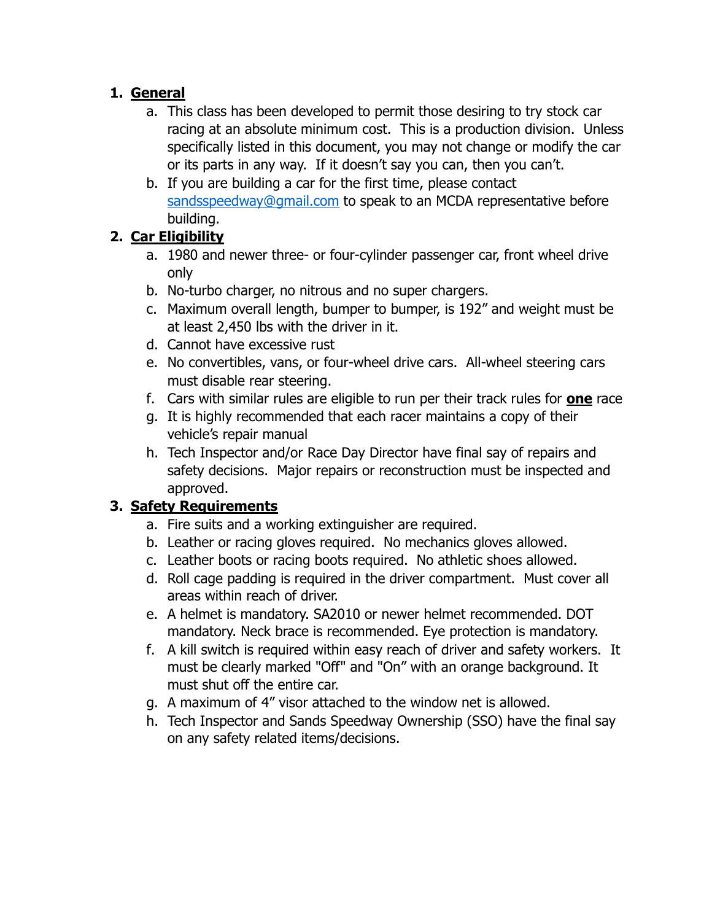1. **General**
    a. This class has been developed to permit those desiring to try stock car racing at an absolute minimum cost. This is a production division. Unless specifically listed in this document, you may not change or modify the car or its parts in any way. If it doesn't say you can, then you can't.
    b. If you are building a car for the first time, please contact [sandsspeedway@gmail.com](mailto:sandsspeedway@gmail.com) to speak to an MCDA representative before building.
2. **Car Eligibility**
    a. 1980 and newer three- or four-cylinder passenger car, front wheel drive only
    b. No-turbo charger, no nitrous and no super chargers.
    c. Maximum overall length, bumper to bumper, is 192" and weight must be at least 2,450 lbs with the driver in it.
    d. Cannot have excessive rust
    e. No convertibles, vans, or four-wheel drive cars. All-wheel steering cars must disable rear steering.
    f. Cars with similar rules are eligible to run per their track rules for **one** race
    g. It is highly recommended that each racer maintains a copy of their vehicle's repair manual
    h. Tech Inspector and/or Race Day Director have final say of repairs and safety decisions. Major repairs or reconstruction must be inspected and approved.
3. **Safety Requirements**
    a. Fire suits and a working extinguisher are required.
    b. Leather or racing gloves required. No mechanics gloves allowed.
    c. Leather boots or racing boots required. No athletic shoes allowed.
    d. Roll cage padding is required in the driver compartment. Must cover all areas within reach of driver.
    e. A helmet is mandatory. SA2010 or newer helmet recommended. DOT mandatory. Neck brace is recommended. Eye protection is mandatory.
    f. A kill switch is required within easy reach of driver and safety workers. It must be clearly marked "Off" and "On" with an orange background. It must shut off the entire car.
    g. A maximum of 4" visor attached to the window net is allowed.
    h. Tech Inspector and Sands Speedway Ownership (SSO) have the final say on any safety related items/decisions.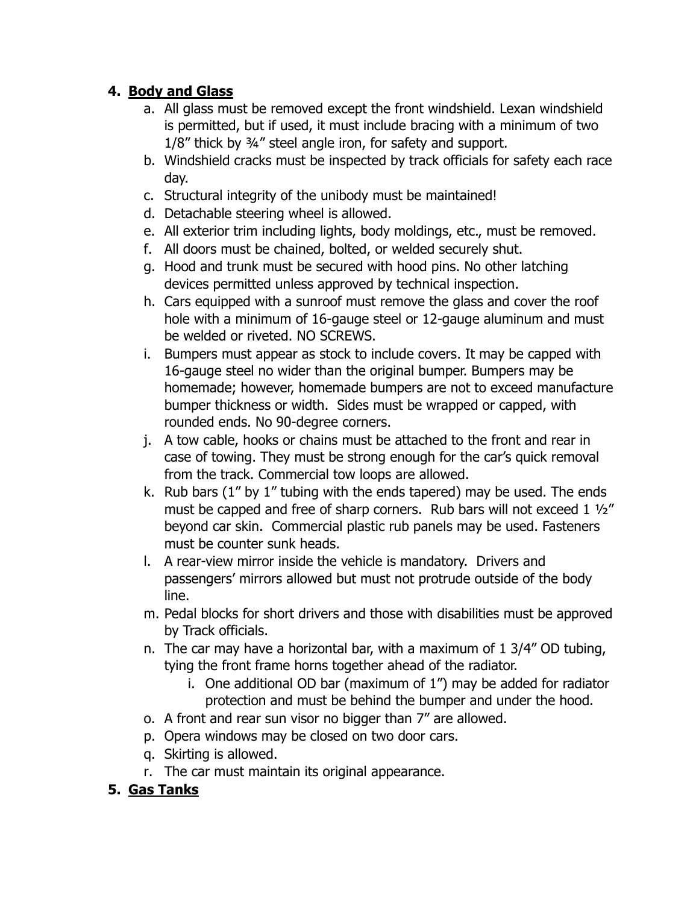4. **Body and Glass**
    a. All glass must be removed except the front windshield. Lexan windshield is permitted, but if used, it must include bracing with a minimum of two 1/8" thick by ¾" steel angle iron, for safety and support.
    b. Windshield cracks must be inspected by track officials for safety each race day.
    c. Structural integrity of the unibody must be maintained!
    d. Detachable steering wheel is allowed.
    e. All exterior trim including lights, body moldings, etc., must be removed.
    f. All doors must be chained, bolted, or welded securely shut.
    g. Hood and trunk must be secured with hood pins. No other latching devices permitted unless approved by technical inspection.
    h. Cars equipped with a sunroof must remove the glass and cover the roof hole with a minimum of 16-gauge steel or 12-gauge aluminum and must be welded or riveted. NO SCREWS.
    i. Bumpers must appear as stock to include covers. It may be capped with 16-gauge steel no wider than the original bumper. Bumpers may be homemade; however, homemade bumpers are not to exceed manufacture bumper thickness or width. Sides must be wrapped or capped, with rounded ends. No 90-degree corners.
    j. A tow cable, hooks or chains must be attached to the front and rear in case of towing. They must be strong enough for the car's quick removal from the track. Commercial tow loops are allowed.
    k. Rub bars (1" by 1" tubing with the ends tapered) may be used. The ends must be capped and free of sharp corners. Rub bars will not exceed 1 ½" beyond car skin. Commercial plastic rub panels may be used. Fasteners must be counter sunk heads.
    l. A rear-view mirror inside the vehicle is mandatory. Drivers and passengers' mirrors allowed but must not protrude outside of the body line.
    m. Pedal blocks for short drivers and those with disabilities must be approved by Track officials.
    n. The car may have a horizontal bar, with a maximum of 1 3/4" OD tubing, tying the front frame horns together ahead of the radiator.
        i. One additional OD bar (maximum of 1") may be added for radiator protection and must be behind the bumper and under the hood.
    o. A front and rear sun visor no bigger than 7" are allowed.
    p. Opera windows may be closed on two door cars.
    q. Skirting is allowed.
    r. The car must maintain its original appearance.
5. **Gas Tanks**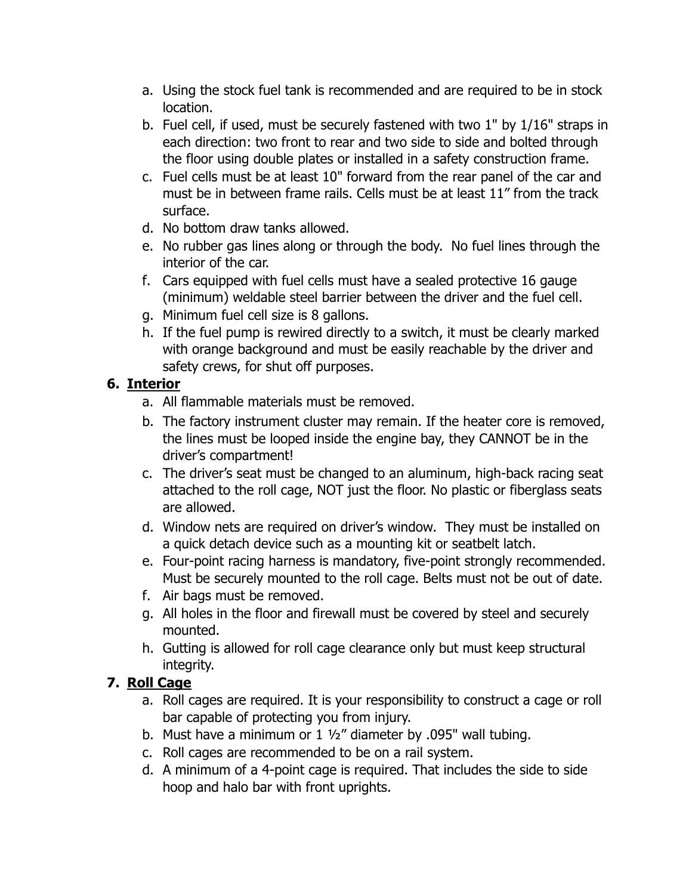a. Using the stock fuel tank is recommended and are required to be in stock location.
b. Fuel cell, if used, must be securely fastened with two 1" by 1/16" straps in each direction: two front to rear and two side to side and bolted through the floor using double plates or installed in a safety construction frame.
c. Fuel cells must be at least 10" forward from the rear panel of the car and must be in between frame rails. Cells must be at least 11" from the track surface.
d. No bottom draw tanks allowed.
e. No rubber gas lines along or through the body. No fuel lines through the interior of the car.
f. Cars equipped with fuel cells must have a sealed protective 16 gauge (minimum) weldable steel barrier between the driver and the fuel cell.
g. Minimum fuel cell size is 8 gallons.
h. If the fuel pump is rewired directly to a switch, it must be clearly marked with orange background and must be easily reachable by the driver and safety crews, for shut off purposes.

6. **Interior**
   a. All flammable materials must be removed.
   b. The factory instrument cluster may remain. If the heater core is removed, the lines must be looped inside the engine bay, they CANNOT be in the driver's compartment!
   c. The driver's seat must be changed to an aluminum, high-back racing seat attached to the roll cage, NOT just the floor. No plastic or fiberglass seats are allowed.
   d. Window nets are required on driver's window. They must be installed on a quick detach device such as a mounting kit or seatbelt latch.
   e. Four-point racing harness is mandatory, five-point strongly recommended. Must be securely mounted to the roll cage. Belts must not be out of date.
   f. Air bags must be removed.
   g. All holes in the floor and firewall must be covered by steel and securely mounted.
   h. Gutting is allowed for roll cage clearance only but must keep structural integrity.

7. **Roll Cage**
   a. Roll cages are required. It is your responsibility to construct a cage or roll bar capable of protecting you from injury.
   b. Must have a minimum or 1 ½" diameter by .095" wall tubing.
   c. Roll cages are recommended to be on a rail system.
   d. A minimum of a 4-point cage is required. That includes the side to side hoop and halo bar with front uprights.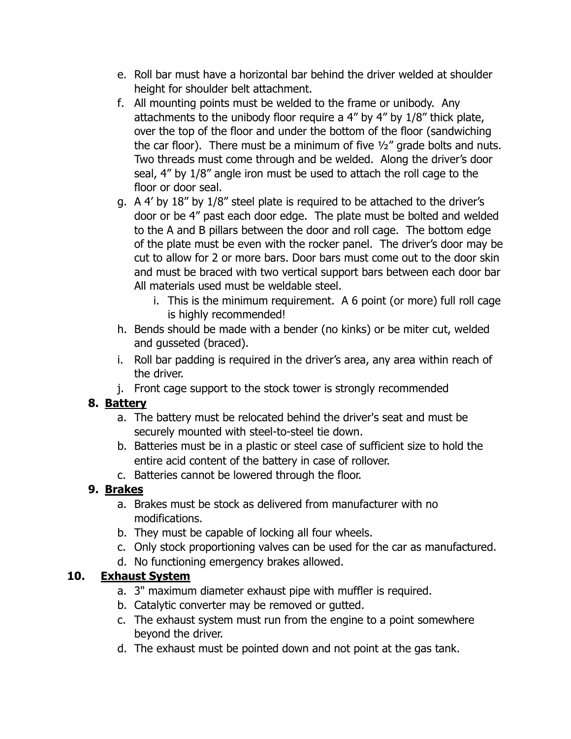e. Roll bar must have a horizontal bar behind the driver welded at shoulder height for shoulder belt attachment.
f. All mounting points must be welded to the frame or unibody. Any attachments to the unibody floor require a 4″ by 4″ by 1/8″ thick plate, over the top of the floor and under the bottom of the floor (sandwiching the car floor). There must be a minimum of five ½″ grade bolts and nuts. Two threads must come through and be welded. Along the driver's door seal, 4″ by 1/8″ angle iron must be used to attach the roll cage to the floor or door seal.
g. A 4′ by 18″ by 1/8″ steel plate is required to be attached to the driver's door or be 4″ past each door edge. The plate must be bolted and welded to the A and B pillars between the door and roll cage. The bottom edge of the plate must be even with the rocker panel. The driver's door may be cut to allow for 2 or more bars. Door bars must come out to the door skin and must be braced with two vertical support bars between each door bar All materials used must be weldable steel.
    i. This is the minimum requirement. A 6 point (or more) full roll cage is highly recommended!
h. Bends should be made with a bender (no kinks) or be miter cut, welded and gusseted (braced).
i. Roll bar padding is required in the driver's area, any area within reach of the driver.
j. Front cage support to the stock tower is strongly recommended

8. **Battery**
    a. The battery must be relocated behind the driver's seat and must be securely mounted with steel-to-steel tie down.
    b. Batteries must be in a plastic or steel case of sufficient size to hold the entire acid content of the battery in case of rollover.
    c. Batteries cannot be lowered through the floor.

9. **Brakes**
    a. Brakes must be stock as delivered from manufacturer with no modifications.
    b. They must be capable of locking all four wheels.
    c. Only stock proportioning valves can be used for the car as manufactured.
    d. No functioning emergency brakes allowed.

10. **Exhaust System**
    a. 3" maximum diameter exhaust pipe with muffler is required.
    b. Catalytic converter may be removed or gutted.
    c. The exhaust system must run from the engine to a point somewhere beyond the driver.
    d. The exhaust must be pointed down and not point at the gas tank.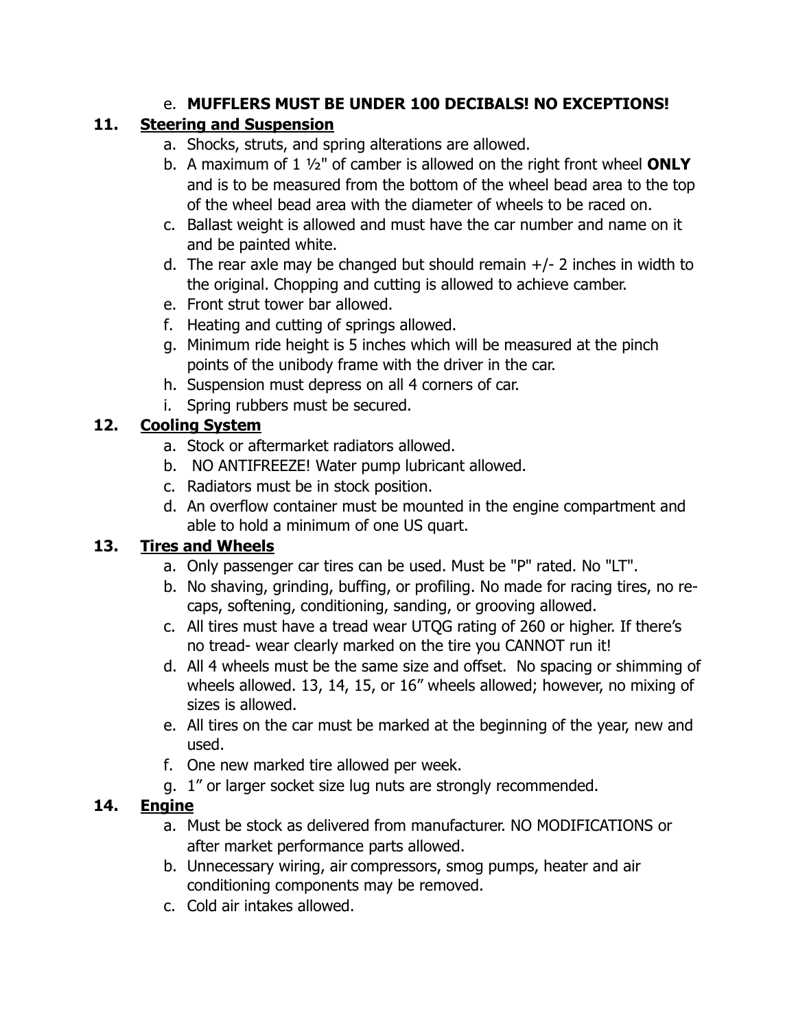e. **MUFFLERS MUST BE UNDER 100 DECIBALS! NO EXCEPTIONS!**

## 11. Steering and Suspension

a. Shocks, struts, and spring alterations are allowed.
b. A maximum of 1 ½" of camber is allowed on the right front wheel **ONLY** and is to be measured from the bottom of the wheel bead area to the top of the wheel bead area with the diameter of wheels to be raced on.
c. Ballast weight is allowed and must have the car number and name on it and be painted white.
d. The rear axle may be changed but should remain +/- 2 inches in width to the original. Chopping and cutting is allowed to achieve camber.
e. Front strut tower bar allowed.
f. Heating and cutting of springs allowed.
g. Minimum ride height is 5 inches which will be measured at the pinch points of the unibody frame with the driver in the car.
h. Suspension must depress on all 4 corners of car.
i. Spring rubbers must be secured.

## 12. Cooling System

a. Stock or aftermarket radiators allowed.
b. NO ANTIFREEZE! Water pump lubricant allowed.
c. Radiators must be in stock position.
d. An overflow container must be mounted in the engine compartment and able to hold a minimum of one US quart.

## 13. Tires and Wheels

a. Only passenger car tires can be used. Must be "P" rated. No "LT".
b. No shaving, grinding, buffing, or profiling. No made for racing tires, no re-caps, softening, conditioning, sanding, or grooving allowed.
c. All tires must have a tread wear UTQG rating of 260 or higher. If there's no tread- wear clearly marked on the tire you CANNOT run it!
d. All 4 wheels must be the same size and offset. No spacing or shimming of wheels allowed. 13, 14, 15, or 16" wheels allowed; however, no mixing of sizes is allowed.
e. All tires on the car must be marked at the beginning of the year, new and used.
f. One new marked tire allowed per week.
g. 1" or larger socket size lug nuts are strongly recommended.

## 14. Engine

a. Must be stock as delivered from manufacturer. NO MODIFICATIONS or after market performance parts allowed.
b. Unnecessary wiring, air compressors, smog pumps, heater and air conditioning components may be removed.
c. Cold air intakes allowed.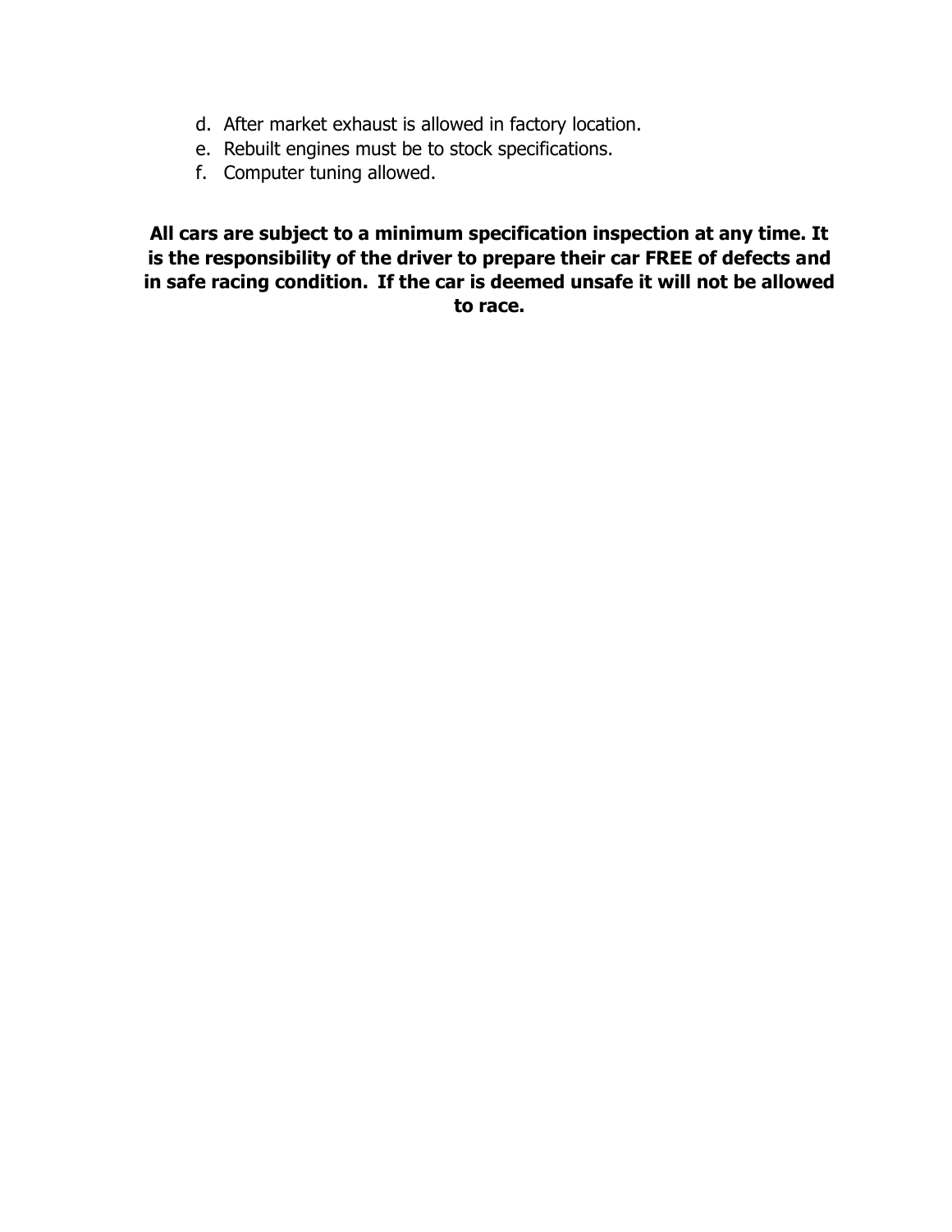d. After market exhaust is allowed in factory location.
e. Rebuilt engines must be to stock specifications.
f. Computer tuning allowed.

**All cars are subject to a minimum specification inspection at any time. It is the responsibility of the driver to prepare their car FREE of defects and in safe racing condition. If the car is deemed unsafe it will not be allowed to race.**